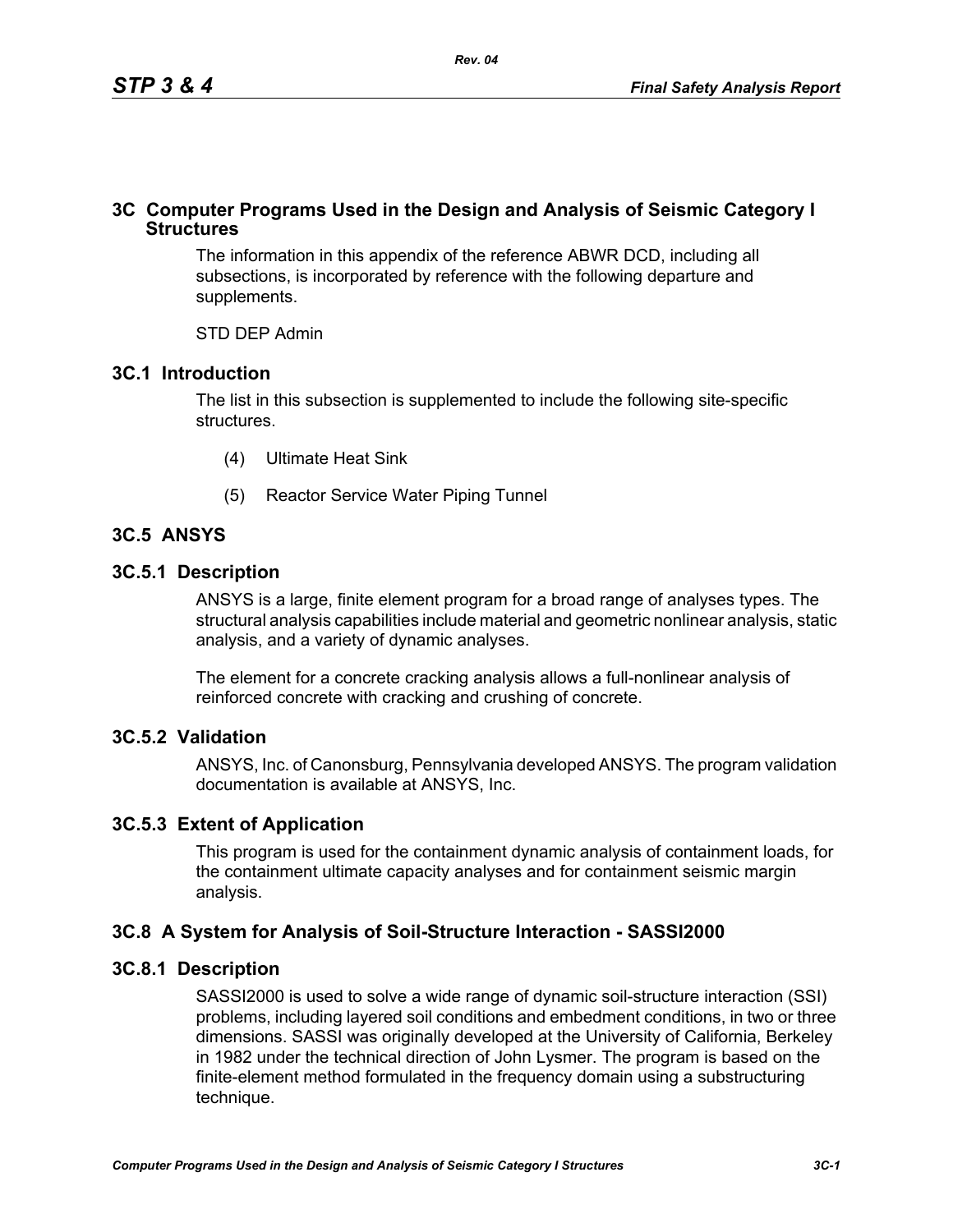# 3C Computer Programs Used in the Design and Analysis of Seismic Category I Structures

The information in this appendix of the reference ABWR DCD, including all subsections, is incorporated by reference with the following departure and supplements.

STD DEP Admin

## 3C.1 Introduction

The list in this subsection is supplemented to include the following site-specific structures.

(4) Ultimate Heat Sink

(5) Reactor Service Water Piping Tunnel

## 3C.5 ANSYS

### 3C.5.1 Description

ANSYS is a large, finite element program for a broad range of analyses types. The structural analysis capabilities include material and geometric nonlinear analysis, static analysis, and a variety of dynamic analyses.

The element for a concrete cracking analysis allows a full-nonlinear analysis of reinforced concrete with cracking and crushing of concrete.

### 3C.5.2 Validation

ANSYS, Inc. of Canonsburg, Pennsylvania developed ANSYS. The program validation documentation is available at ANSYS, Inc.

### 3C.5.3 Extent of Application

This program is used for the containment dynamic analysis of containment loads, for the containment ultimate capacity analyses and for containment seismic margin analysis.

## 3C.8 A System for Analysis of Soil-Structure Interaction - SASSI2000

### 3C.8.1 Description

SASSI2000 is used to solve a wide range of dynamic soil-structure interaction (SSI) problems, including layered soil conditions and embedment conditions, in two or three dimensions. SASSI was originally developed at the University of California, Berkeley in 1982 under the technical direction of John Lysmer. The program is based on the finite-element method formulated in the frequency domain using a substructuring technique.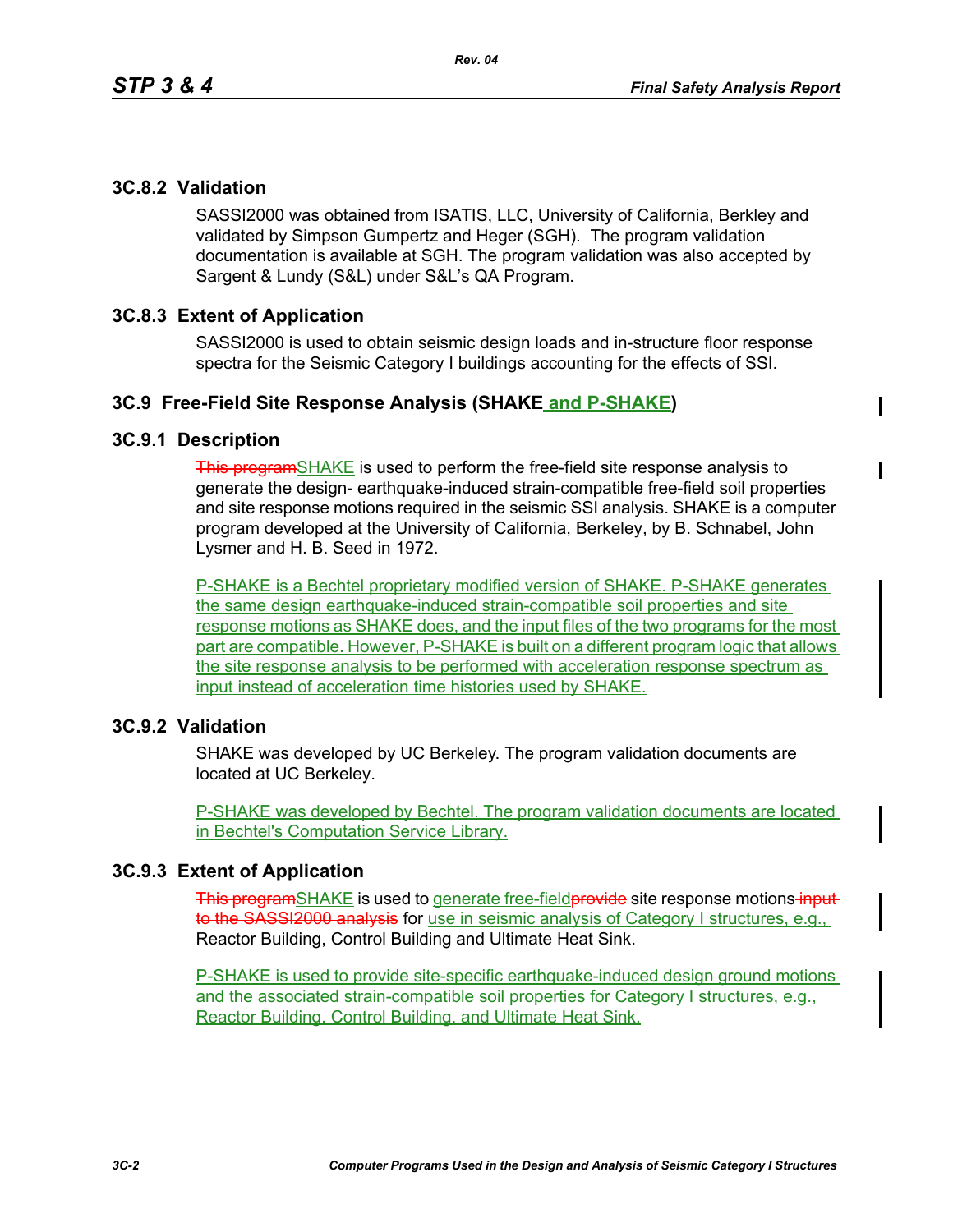### 3C.8.2 Validation

SASSI2000 was obtained from ISATIS, LLC, University of California, Berkley and validated by Simpson Gumpertz and Heger (SGH). The program validation documentation is available at SGH. The program validation was also accepted by Sargent & Lundy (S&L) under S&L's QA Program.

### 3C.8.3 Extent of Application

SASSI2000 is used to obtain seismic design loads and in-structure floor response spectra for the Seismic Category I buildings accounting for the effects of SSI.

## 3C.9 Free-Field Site Response Analysis (SHAKE and P-SHAKE)

### 3C.9.1 Description

SHAKE is used to perform the free-field site response analysis to generate the design- earthquake-induced strain-compatible free-field soil properties and site response motions required in the seismic SSI analysis. SHAKE is a computer program developed at the University of California, Berkeley, by B. Schnabel, John Lysmer and H. B. Seed in 1972.

P-SHAKE is a Bechtel proprietary modified version of SHAKE. P-SHAKE generates the same design earthquake-induced strain-compatible soil properties and site response motions as SHAKE does, and the input files of the two programs for the most part are compatible. However, P-SHAKE is built on a different program logic that allows the site response analysis to be performed with acceleration response spectrum as input instead of acceleration time histories used by SHAKE.

### 3C.9.2 Validation

SHAKE was developed by UC Berkeley. The program validation documents are located at UC Berkeley.

P-SHAKE was developed by Bechtel. The program validation documents are located in Bechtel's Computation Service Library.

### 3C.9.3 Extent of Application

SHAKE is used to generate free-field site response motions for use in seismic analysis of Category I structures, e.g., Reactor Building, Control Building and Ultimate Heat Sink.

P-SHAKE is used to provide site-specific earthquake-induced design ground motions and the associated strain-compatible soil properties for Category I structures, e.g., Reactor Building, Control Building, and Ultimate Heat Sink.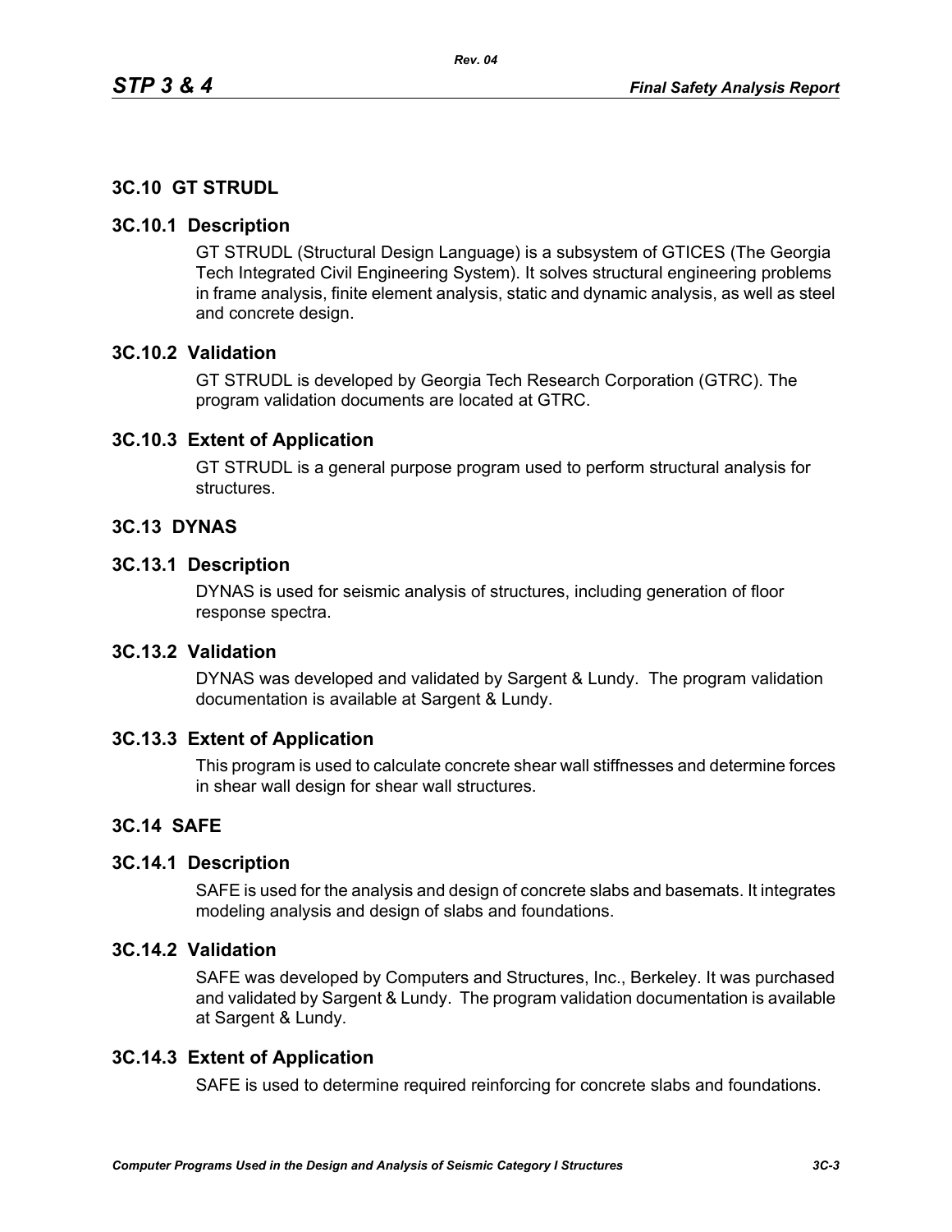## 3C.10 GT STRUDL

### 3C.10.1 Description

GT STRUDL (Structural Design Language) is a subsystem of GTICES (The Georgia Tech Integrated Civil Engineering System). It solves structural engineering problems in frame analysis, finite element analysis, static and dynamic analysis, as well as steel and concrete design.

### 3C.10.2 Validation

GT STRUDL is developed by Georgia Tech Research Corporation (GTRC). The program validation documents are located at GTRC.

### 3C.10.3 Extent of Application

GT STRUDL is a general purpose program used to perform structural analysis for structures.

## 3C.13 DYNAS

### 3C.13.1 Description

DYNAS is used for seismic analysis of structures, including generation of floor response spectra.

### 3C.13.2 Validation

DYNAS was developed and validated by Sargent & Lundy. The program validation documentation is available at Sargent & Lundy.

### 3C.13.3 Extent of Application

This program is used to calculate concrete shear wall stiffnesses and determine forces in shear wall design for shear wall structures.

## 3C.14 SAFE

### 3C.14.1 Description

SAFE is used for the analysis and design of concrete slabs and basemats. It integrates modeling analysis and design of slabs and foundations.

### 3C.14.2 Validation

SAFE was developed by Computers and Structures, Inc., Berkeley. It was purchased and validated by Sargent & Lundy. The program validation documentation is available at Sargent & Lundy.

### 3C.14.3 Extent of Application

SAFE is used to determine required reinforcing for concrete slabs and foundations.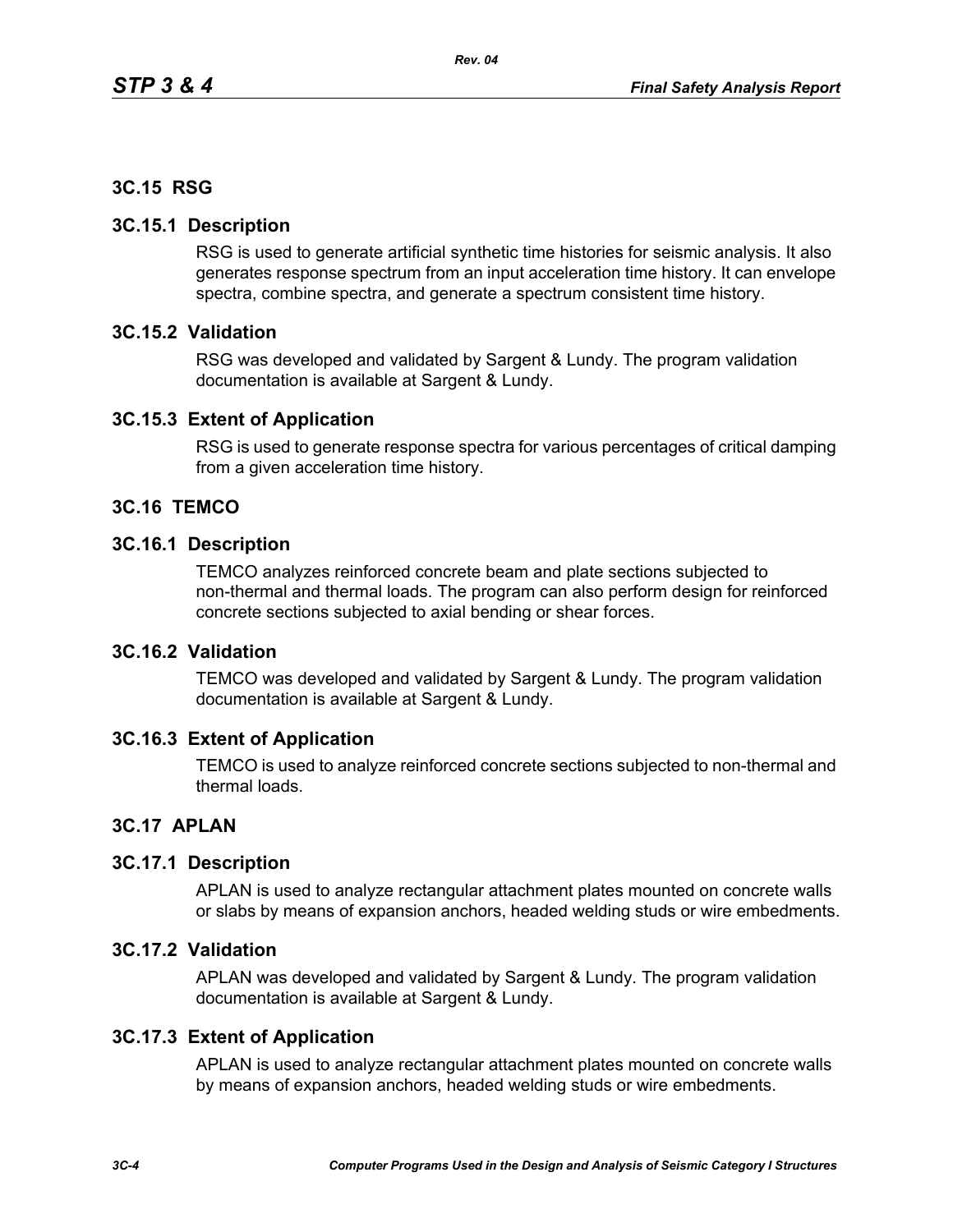## 3C.15 RSG

### 3C.15.1 Description

RSG is used to generate artificial synthetic time histories for seismic analysis. It also generates response spectrum from an input acceleration time history. It can envelope spectra, combine spectra, and generate a spectrum consistent time history.

### 3C.15.2 Validation

RSG was developed and validated by Sargent & Lundy. The program validation documentation is available at Sargent & Lundy.

### 3C.15.3 Extent of Application

RSG is used to generate response spectra for various percentages of critical damping from a given acceleration time history.

## 3C.16 TEMCO

### 3C.16.1 Description

TEMCO analyzes reinforced concrete beam and plate sections subjected to non-thermal and thermal loads. The program can also perform design for reinforced concrete sections subjected to axial bending or shear forces.

### 3C.16.2 Validation

TEMCO was developed and validated by Sargent & Lundy. The program validation documentation is available at Sargent & Lundy.

### 3C.16.3 Extent of Application

TEMCO is used to analyze reinforced concrete sections subjected to non-thermal and thermal loads.

## 3C.17 APLAN

### 3C.17.1 Description

APLAN is used to analyze rectangular attachment plates mounted on concrete walls or slabs by means of expansion anchors, headed welding studs or wire embedments.

### 3C.17.2 Validation

APLAN was developed and validated by Sargent & Lundy. The program validation documentation is available at Sargent & Lundy.

### 3C.17.3 Extent of Application

APLAN is used to analyze rectangular attachment plates mounted on concrete walls by means of expansion anchors, headed welding studs or wire embedments.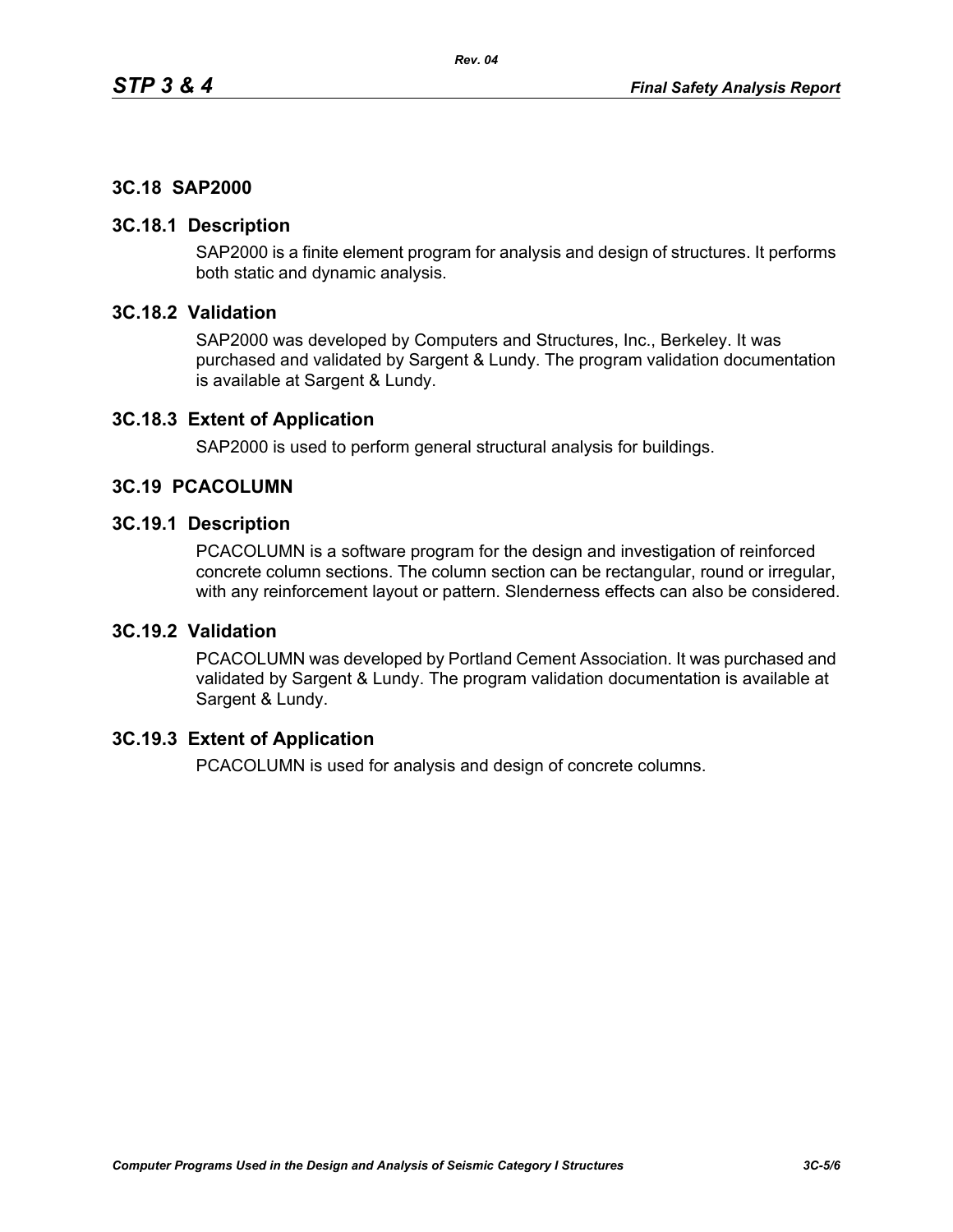## 3C.18 SAP2000

### 3C.18.1 Description

SAP2000 is a finite element program for analysis and design of structures. It performs both static and dynamic analysis.

### 3C.18.2 Validation

SAP2000 was developed by Computers and Structures, Inc., Berkeley. It was purchased and validated by Sargent & Lundy. The program validation documentation is available at Sargent & Lundy.

### 3C.18.3 Extent of Application

SAP2000 is used to perform general structural analysis for buildings.

## 3C.19 PCACOLUMN

### 3C.19.1 Description

PCACOLUMN is a software program for the design and investigation of reinforced concrete column sections. The column section can be rectangular, round or irregular, with any reinforcement layout or pattern. Slenderness effects can also be considered.

### 3C.19.2 Validation

PCACOLUMN was developed by Portland Cement Association. It was purchased and validated by Sargent & Lundy. The program validation documentation is available at Sargent & Lundy.

### 3C.19.3 Extent of Application

PCACOLUMN is used for analysis and design of concrete columns.